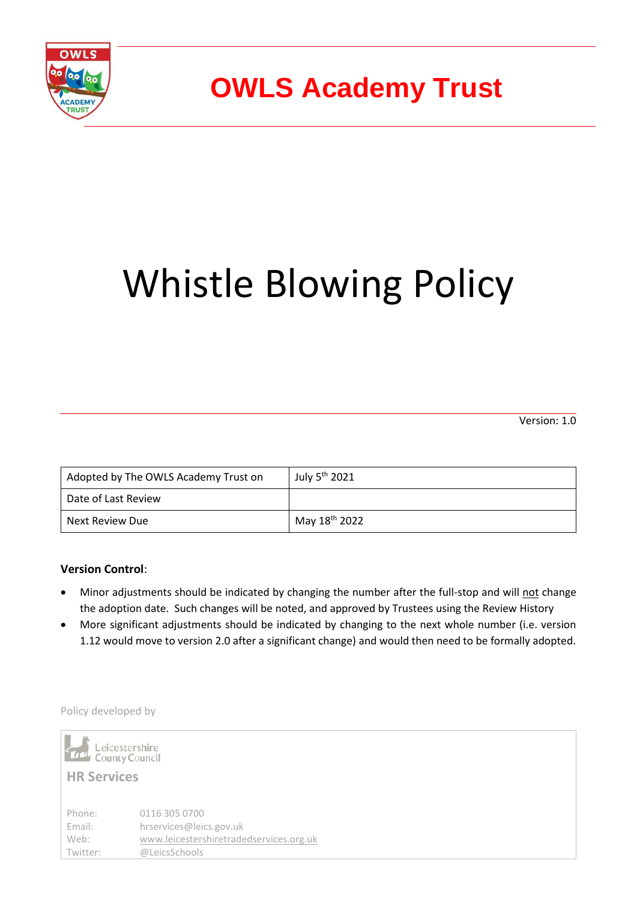# OWLS Academy Trust

# Whistle Blowing Policy

Version: 1.0

| Adopted by The OWLS Academy Trust on | July 5th 2021 |
|---|---|
| Date of Last Review | |
| Next Review Due | May 18th 2022 |

**Version Control**:

- Minor adjustments should be indicated by changing the number after the full-stop and will not change the adoption date. Such changes will be noted, and approved by Trustees using the Review History
- More significant adjustments should be indicated by changing to the next whole number (i.e. version 1.12 would move to version 2.0 after a significant change) and would then need to be formally adopted.

Policy developed by

Leicestershire County Council

**HR Services**

Phone: 0116 305 0700
Email: hrservices@leics.gov.uk
Web: www.leicestershiretradedservices.org.uk
Twitter: @LeicsSchools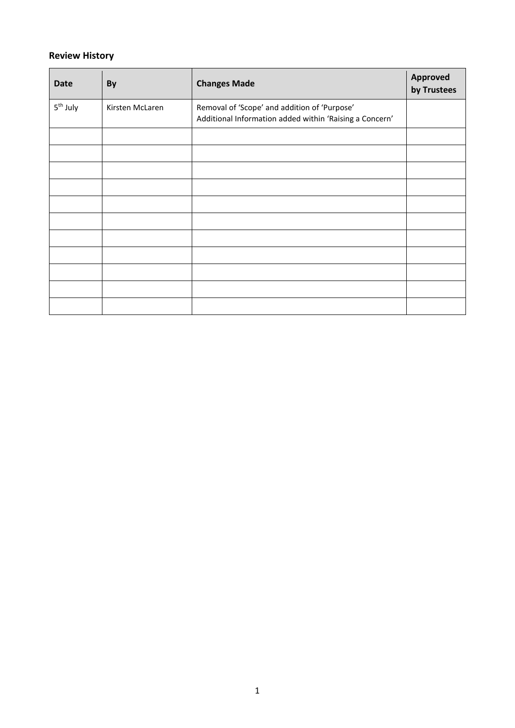**Review History**

| Date | By | Changes Made | Approved by Trustees |
|---|---|---|---|
| 5th July | Kirsten McLaren | Removal of 'Scope' and addition of 'Purpose'<br>Additional Information added within 'Raising a Concern' | |
| | | | |
| | | | |
| | | | |
| | | | |
| | | | |
| | | | |
| | | | |
| | | | |
| | | | |
| | | | |
| | | | |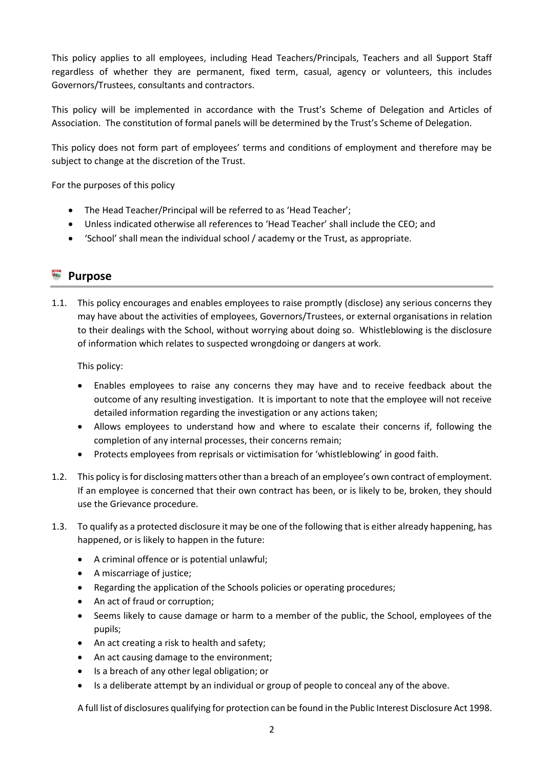This policy applies to all employees, including Head Teachers/Principals, Teachers and all Support Staff regardless of whether they are permanent, fixed term, casual, agency or volunteers, this includes Governors/Trustees, consultants and contractors.

This policy will be implemented in accordance with the Trust's Scheme of Delegation and Articles of Association. The constitution of formal panels will be determined by the Trust's Scheme of Delegation.

This policy does not form part of employees' terms and conditions of employment and therefore may be subject to change at the discretion of the Trust.

For the purposes of this policy

- The Head Teacher/Principal will be referred to as 'Head Teacher';
- Unless indicated otherwise all references to 'Head Teacher' shall include the CEO; and
- 'School' shall mean the individual school / academy or the Trust, as appropriate.

## Purpose

1.1. This policy encourages and enables employees to raise promptly (disclose) any serious concerns they may have about the activities of employees, Governors/Trustees, or external organisations in relation to their dealings with the School, without worrying about doing so. Whistleblowing is the disclosure of information which relates to suspected wrongdoing or dangers at work.

This policy:

- Enables employees to raise any concerns they may have and to receive feedback about the outcome of any resulting investigation. It is important to note that the employee will not receive detailed information regarding the investigation or any actions taken;
- Allows employees to understand how and where to escalate their concerns if, following the completion of any internal processes, their concerns remain;
- Protects employees from reprisals or victimisation for 'whistleblowing' in good faith.

1.2. This policy is for disclosing matters other than a breach of an employee's own contract of employment. If an employee is concerned that their own contract has been, or is likely to be, broken, they should use the Grievance procedure.

1.3. To qualify as a protected disclosure it may be one of the following that is either already happening, has happened, or is likely to happen in the future:

- A criminal offence or is potential unlawful;
- A miscarriage of justice;
- Regarding the application of the Schools policies or operating procedures;
- An act of fraud or corruption;
- Seems likely to cause damage or harm to a member of the public, the School, employees of the pupils;
- An act creating a risk to health and safety;
- An act causing damage to the environment;
- Is a breach of any other legal obligation; or
- Is a deliberate attempt by an individual or group of people to conceal any of the above.

A full list of disclosures qualifying for protection can be found in the Public Interest Disclosure Act 1998.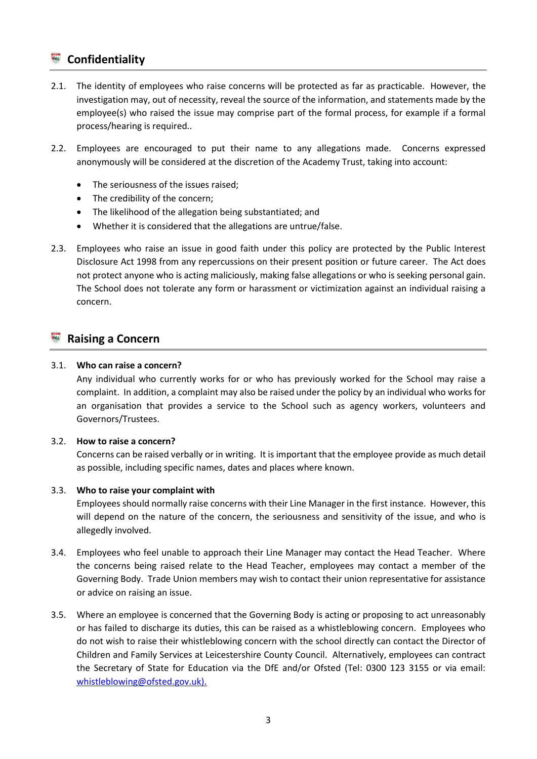## Confidentiality

2.1. The identity of employees who raise concerns will be protected as far as practicable. However, the investigation may, out of necessity, reveal the source of the information, and statements made by the employee(s) who raised the issue may comprise part of the formal process, for example if a formal process/hearing is required..

2.2. Employees are encouraged to put their name to any allegations made. Concerns expressed anonymously will be considered at the discretion of the Academy Trust, taking into account:

- The seriousness of the issues raised;
- The credibility of the concern;
- The likelihood of the allegation being substantiated; and
- Whether it is considered that the allegations are untrue/false.

2.3. Employees who raise an issue in good faith under this policy are protected by the Public Interest Disclosure Act 1998 from any repercussions on their present position or future career. The Act does not protect anyone who is acting maliciously, making false allegations or who is seeking personal gain. The School does not tolerate any form or harassment or victimization against an individual raising a concern.

## Raising a Concern

3.1. **Who can raise a concern?**
Any individual who currently works for or who has previously worked for the School may raise a complaint. In addition, a complaint may also be raised under the policy by an individual who works for an organisation that provides a service to the School such as agency workers, volunteers and Governors/Trustees.

3.2. **How to raise a concern?**
Concerns can be raised verbally or in writing. It is important that the employee provide as much detail as possible, including specific names, dates and places where known.

3.3. **Who to raise your complaint with**
Employees should normally raise concerns with their Line Manager in the first instance. However, this will depend on the nature of the concern, the seriousness and sensitivity of the issue, and who is allegedly involved.

3.4. Employees who feel unable to approach their Line Manager may contact the Head Teacher. Where the concerns being raised relate to the Head Teacher, employees may contact a member of the Governing Body. Trade Union members may wish to contact their union representative for assistance or advice on raising an issue.

3.5. Where an employee is concerned that the Governing Body is acting or proposing to act unreasonably or has failed to discharge its duties, this can be raised as a whistleblowing concern. Employees who do not wish to raise their whistleblowing concern with the school directly can contact the Director of Children and Family Services at Leicestershire County Council. Alternatively, employees can contract the Secretary of State for Education via the DfE and/or Ofsted (Tel: 0300 123 3155 or via email: whistleblowing@ofsted.gov.uk).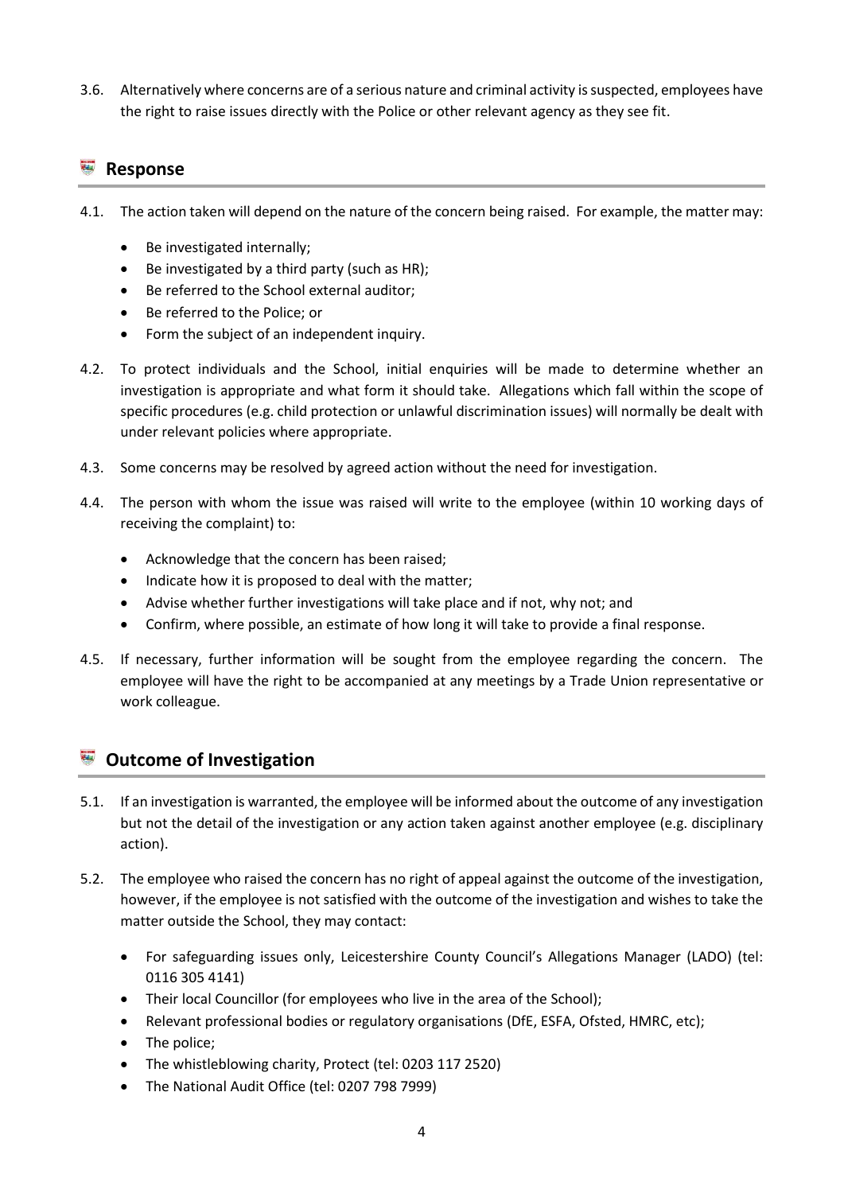3.6. Alternatively where concerns are of a serious nature and criminal activity is suspected, employees have the right to raise issues directly with the Police or other relevant agency as they see fit.

## Response

4.1. The action taken will depend on the nature of the concern being raised. For example, the matter may:

- Be investigated internally;
- Be investigated by a third party (such as HR);
- Be referred to the School external auditor;
- Be referred to the Police; or
- Form the subject of an independent inquiry.

4.2. To protect individuals and the School, initial enquiries will be made to determine whether an investigation is appropriate and what form it should take. Allegations which fall within the scope of specific procedures (e.g. child protection or unlawful discrimination issues) will normally be dealt with under relevant policies where appropriate.

4.3. Some concerns may be resolved by agreed action without the need for investigation.

4.4. The person with whom the issue was raised will write to the employee (within 10 working days of receiving the complaint) to:

- Acknowledge that the concern has been raised;
- Indicate how it is proposed to deal with the matter;
- Advise whether further investigations will take place and if not, why not; and
- Confirm, where possible, an estimate of how long it will take to provide a final response.

4.5. If necessary, further information will be sought from the employee regarding the concern. The employee will have the right to be accompanied at any meetings by a Trade Union representative or work colleague.

## Outcome of Investigation

5.1. If an investigation is warranted, the employee will be informed about the outcome of any investigation but not the detail of the investigation or any action taken against another employee (e.g. disciplinary action).

5.2. The employee who raised the concern has no right of appeal against the outcome of the investigation, however, if the employee is not satisfied with the outcome of the investigation and wishes to take the matter outside the School, they may contact:

- For safeguarding issues only, Leicestershire County Council's Allegations Manager (LADO) (tel: 0116 305 4141)
- Their local Councillor (for employees who live in the area of the School);
- Relevant professional bodies or regulatory organisations (DfE, ESFA, Ofsted, HMRC, etc);
- The police;
- The whistleblowing charity, Protect (tel: 0203 117 2520)
- The National Audit Office (tel: 0207 798 7999)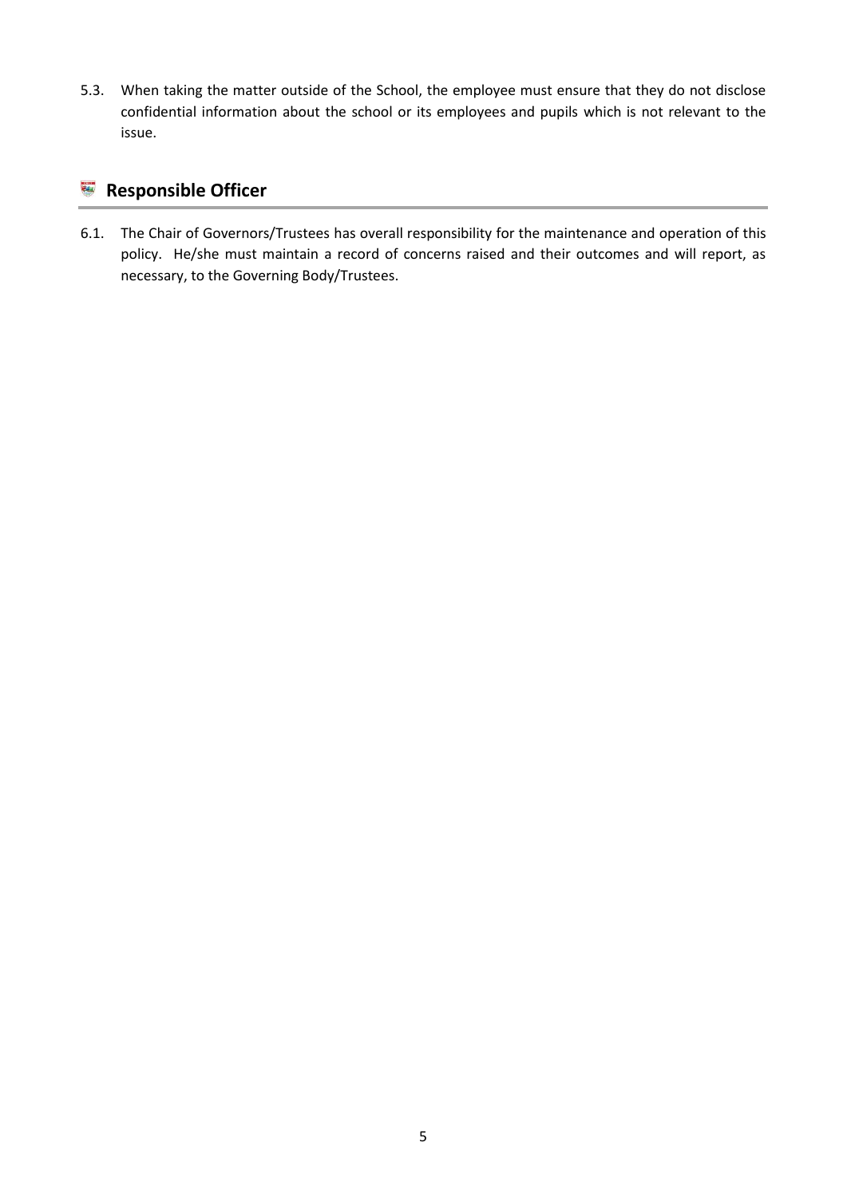5.3. When taking the matter outside of the School, the employee must ensure that they do not disclose confidential information about the school or its employees and pupils which is not relevant to the issue.

## Responsible Officer

6.1. The Chair of Governors/Trustees has overall responsibility for the maintenance and operation of this policy. He/she must maintain a record of concerns raised and their outcomes and will report, as necessary, to the Governing Body/Trustees.